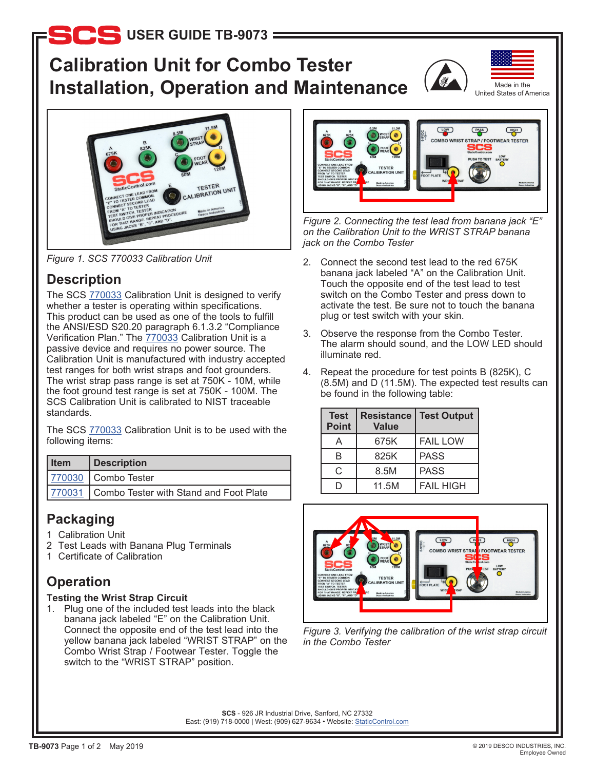# USER GUIDE TB-9073

# Calibration Unit for Combo Tester Installation, Operation and Maintenance

Made in the United States of America

Figure 1. SCS 770033 Calibration Unit

## Description

The SCS 770033 Calibration Unit is designed to verify whether a tester is operating within specifications. This product can be used as one of the tools to fulfill the ANSI/ESD S20.20 paragraph 6.1.3.2 "Compliance Verification Plan." The 770033 Calibration Unit is a passive device and requires no power source. The Calibration Unit is manufactured with industry accepted test ranges for both wrist straps and foot grounders. The wrist strap pass range is set at 750K - 10M, while the foot ground test range is set at 750K - 100M. The SCS Calibration Unit is calibrated to NIST traceable standards.

The SCS 770033 Calibration Unit is to be used with the following items:

| Item | Description |
|---|---|
| 770030 | Combo Tester |
| 770031 | Combo Tester with Stand and Foot Plate |

## Packaging

1 Calibration Unit
2 Test Leads with Banana Plug Terminals
1 Certificate of Calibration

## Operation

### Testing the Wrist Strap Circuit

1. Plug one of the included test leads into the black banana jack labeled "E" on the Calibration Unit. Connect the opposite end of the test lead into the yellow banana jack labeled "WRIST STRAP" on the Combo Wrist Strap / Footwear Tester. Toggle the switch to the "WRIST STRAP" position.

Figure 2. Connecting the test lead from banana jack "E" on the Calibration Unit to the WRIST STRAP banana jack on the Combo Tester

2. Connect the second test lead to the red 675K banana jack labeled "A" on the Calibration Unit. Touch the opposite end of the test lead to test switch on the Combo Tester and press down to activate the test. Be sure not to touch the banana plug or test switch with your skin.

3. Observe the response from the Combo Tester. The alarm should sound, and the LOW LED should illuminate red.

4. Repeat the procedure for test points B (825K), C (8.5M) and D (11.5M). The expected test results can be found in the following table:

| Test Point | Resistance Value | Test Output |
|---|---|---|
| A | 675K | FAIL LOW |
| B | 825K | PASS |
| C | 8.5M | PASS |
| D | 11.5M | FAIL HIGH |

Figure 3. Verifying the calibration of the wrist strap circuit in the Combo Tester

**SCS** - 926 JR Industrial Drive, Sanford, NC 27332
East: (919) 718-0000 | West: (909) 627-9634 • Website: StaticControl.com

**TB-9073** Page 1 of 2 May 2019

© 2019 DESCO INDUSTRIES, INC. Employee Owned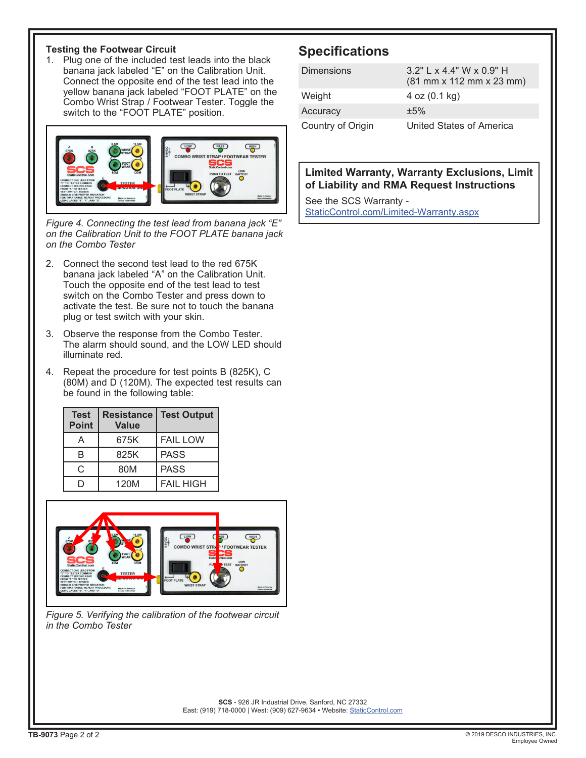### Testing the Footwear Circuit

1. Plug one of the included test leads into the black banana jack labeled “E” on the Calibration Unit. Connect the opposite end of the test lead into the yellow banana jack labeled “FOOT PLATE” on the Combo Wrist Strap / Footwear Tester. Toggle the switch to the “FOOT PLATE” position.

*Figure 4. Connecting the test lead from banana jack “E” on the Calibration Unit to the FOOT PLATE banana jack on the Combo Tester*

2. Connect the second test lead to the red 675K banana jack labeled “A” on the Calibration Unit. Touch the opposite end of the test lead to test switch on the Combo Tester and press down to activate the test. Be sure not to touch the banana plug or test switch with your skin.
3. Observe the response from the Combo Tester. The alarm should sound, and the LOW LED should illuminate red.
4. Repeat the procedure for test points B (825K), C (80M) and D (120M). The expected test results can be found in the following table:

| Test Point | Resistance Value | Test Output |
|---|---|---|
| A | 675K | FAIL LOW |
| B | 825K | PASS |
| C | 80M | PASS |
| D | 120M | FAIL HIGH |

*Figure 5. Verifying the calibration of the footwear circuit in the Combo Tester*

## Specifications

| | |
|---|---|
| Dimensions | 3.2" L x 4.4" W x 0.9" H (81 mm x 112 mm x 23 mm) |
| Weight | 4 oz (0.1 kg) |
| Accuracy | ±5% |
| Country of Origin | United States of America |

### Limited Warranty, Warranty Exclusions, Limit of Liability and RMA Request Instructions

See the SCS Warranty - StaticControl.com/Limited-Warranty.aspx

**SCS** - 926 JR Industrial Drive, Sanford, NC 27332
East: (919) 718-0000 | West: (909) 627-9634 • Website: StaticControl.com

**TB-9073**

© 2019 DESCO INDUSTRIES, INC.
Employee Owned